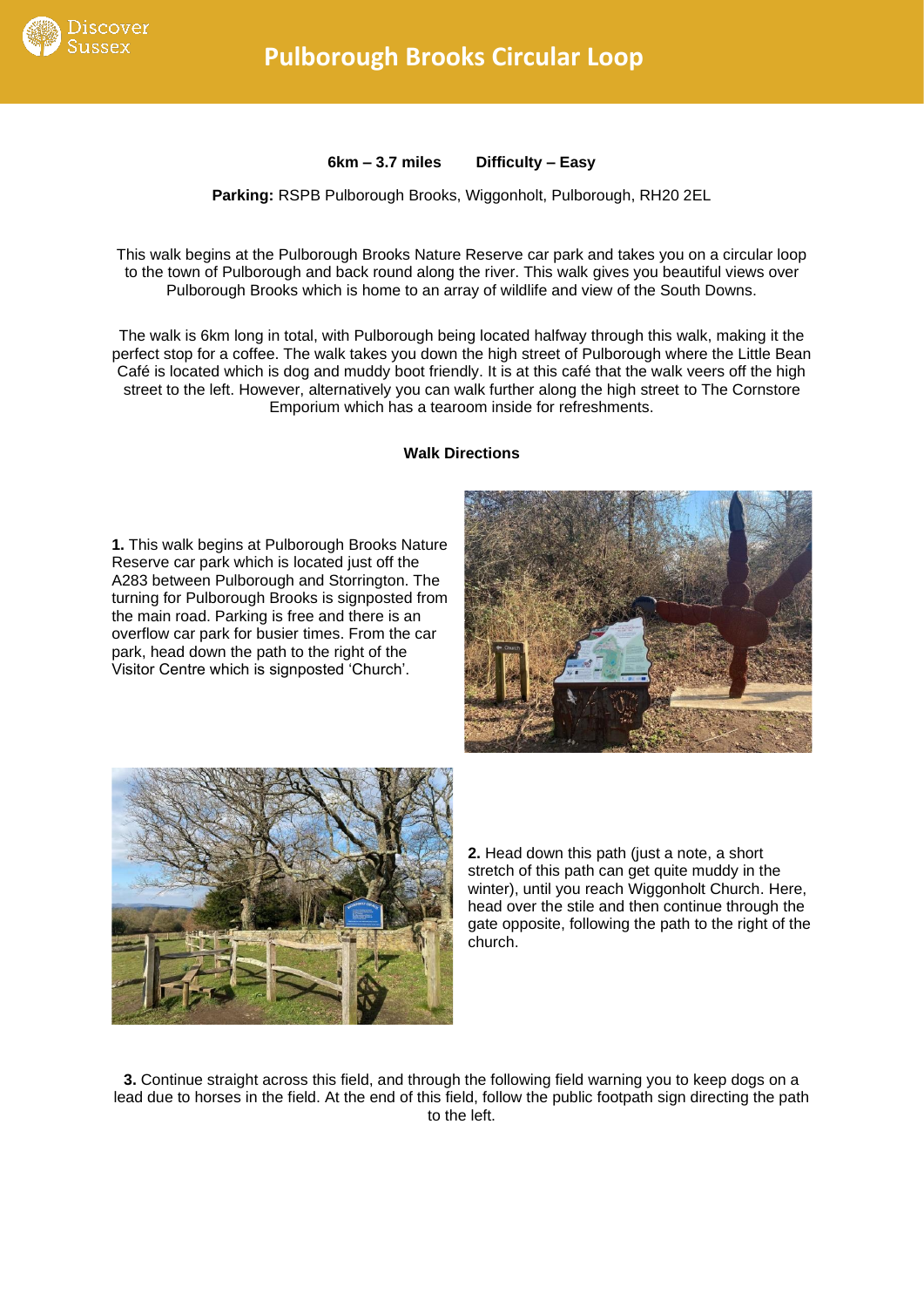# Pulborough Brooks Circular Loop

**6km – 3.7 miles  Difficulty – Easy**

**Parking:** RSPB Pulborough Brooks, Wiggonholt, Pulborough, RH20 2EL

This walk begins at the Pulborough Brooks Nature Reserve car park and takes you on a circular loop to the town of Pulborough and back round along the river. This walk gives you beautiful views over Pulborough Brooks which is home to an array of wildlife and view of the South Downs.

The walk is 6km long in total, with Pulborough being located halfway through this walk, making it the perfect stop for a coffee. The walk takes you down the high street of Pulborough where the Little Bean Café is located which is dog and muddy boot friendly. It is at this café that the walk veers off the high street to the left. However, alternatively you can walk further along the high street to The Cornstore Emporium which has a tearoom inside for refreshments.

**Walk Directions**

**1.** This walk begins at Pulborough Brooks Nature Reserve car park which is located just off the A283 between Pulborough and Storrington. The turning for Pulborough Brooks is signposted from the main road. Parking is free and there is an overflow car park for busier times. From the car park, head down the path to the right of the Visitor Centre which is signposted 'Church'.

**2.** Head down this path (just a note, a short stretch of this path can get quite muddy in the winter), until you reach Wiggonholt Church. Here, head over the stile and then continue through the gate opposite, following the path to the right of the church.

**3.** Continue straight across this field, and through the following field warning you to keep dogs on a lead due to horses in the field. At the end of this field, follow the public footpath sign directing the path to the left.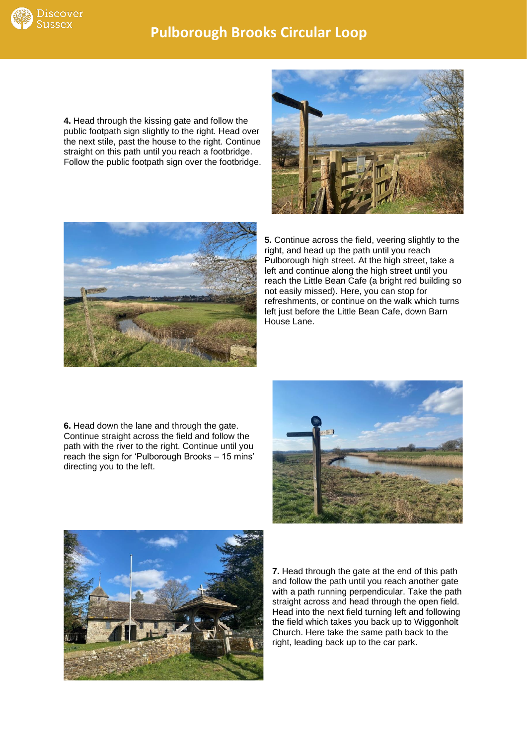# Pulborough Brooks Circular Loop

**4.** Head through the kissing gate and follow the public footpath sign slightly to the right. Head over the next stile, past the house to the right. Continue straight on this path until you reach a footbridge. Follow the public footpath sign over the footbridge.

**5.** Continue across the field, veering slightly to the right, and head up the path until you reach Pulborough high street. At the high street, take a left and continue along the high street until you reach the Little Bean Cafe (a bright red building so not easily missed). Here, you can stop for refreshments, or continue on the walk which turns left just before the Little Bean Cafe, down Barn House Lane.

**6.** Head down the lane and through the gate. Continue straight across the field and follow the path with the river to the right. Continue until you reach the sign for 'Pulborough Brooks – 15 mins' directing you to the left.

**7.** Head through the gate at the end of this path and follow the path until you reach another gate with a path running perpendicular. Take the path straight across and head through the open field. Head into the next field turning left and following the field which takes you back up to Wiggonholt Church. Here take the same path back to the right, leading back up to the car park.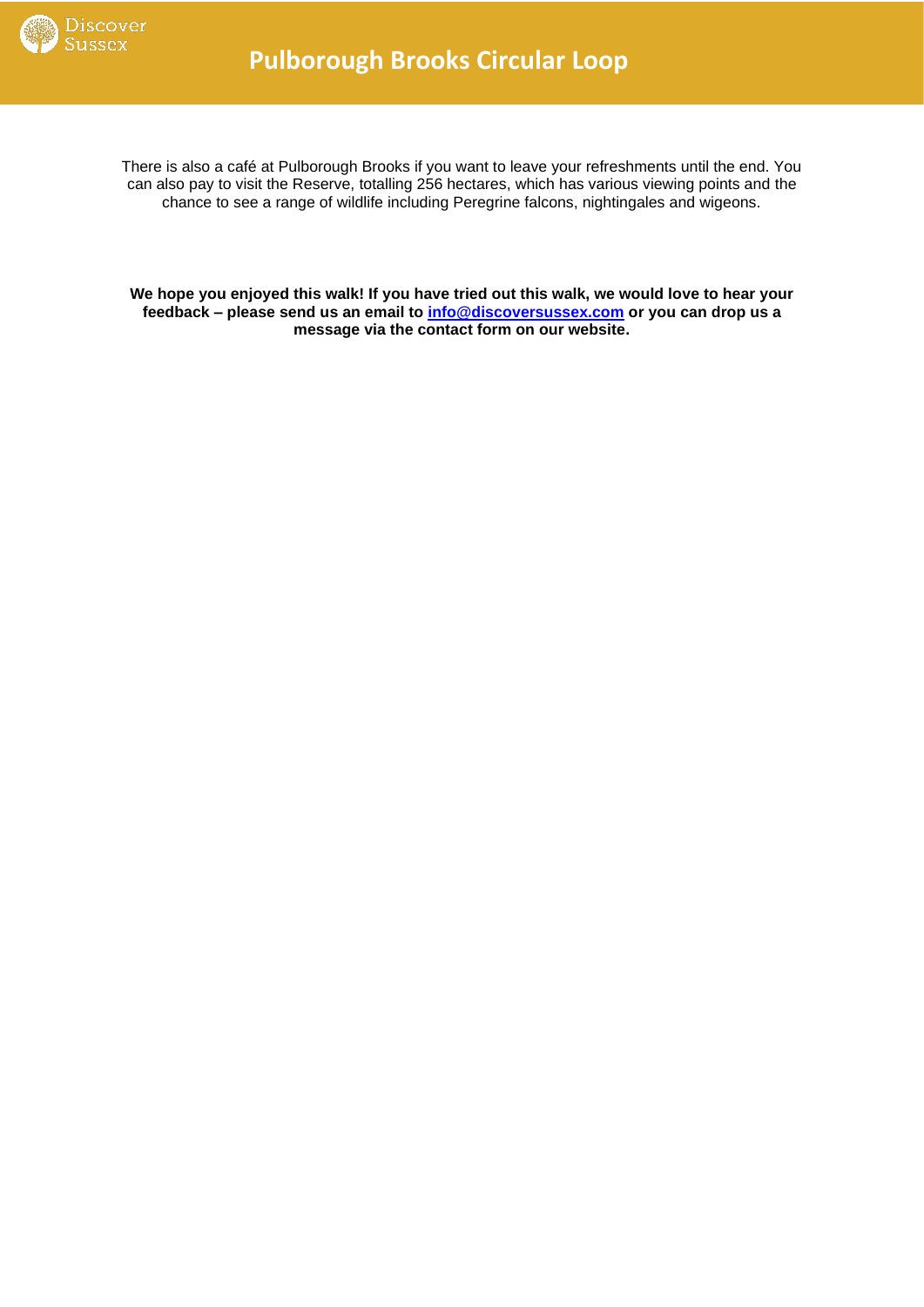There is also a café at Pulborough Brooks if you want to leave your refreshments until the end. You can also pay to visit the Reserve, totalling 256 hectares, which has various viewing points and the chance to see a range of wildlife including Peregrine falcons, nightingales and wigeons.

**We hope you enjoyed this walk! If you have tried out this walk, we would love to hear your feedback – please send us an email to [info@discoversussex.com](mailto:info@discoversussex.com) or you can drop us a message via the contact form on our website.**